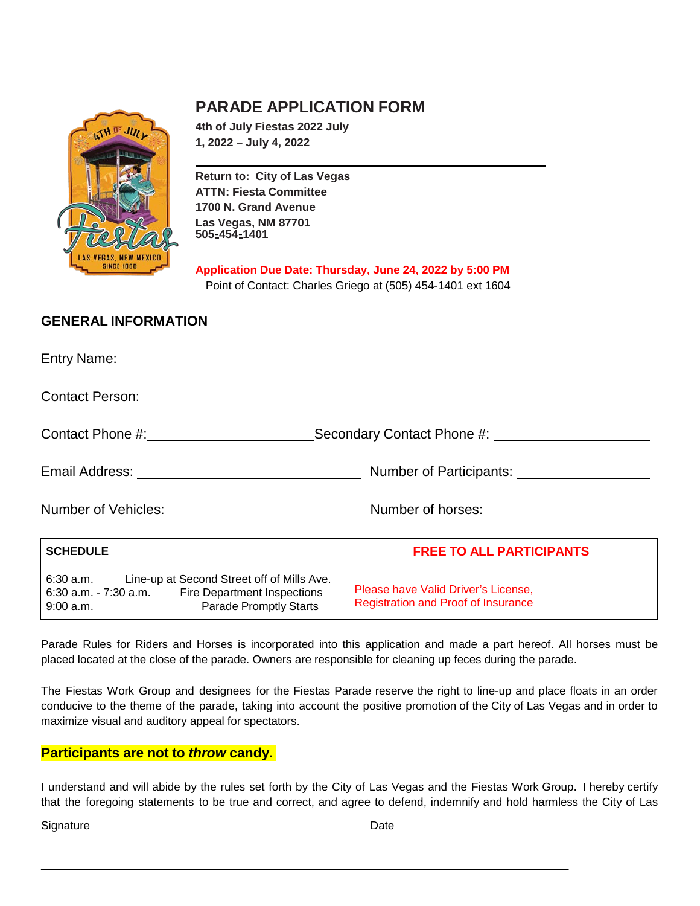# PARADE APPLICATION FORM

**4th of July Fiestas 2022 July 1, 2022 – July 4, 2022**

**Return to: City of Las Vegas**
**ATTN: Fiesta Committee**
**1700 N. Grand Avenue**
**Las Vegas, NM 87701**
**505-454-1401**

**Application Due Date: Thursday, June 24, 2022 by 5:00 PM**
Point of Contact: Charles Griego at (505) 454-1401 ext 1604

## GENERAL INFORMATION

Entry Name: ______________________________

Contact Person: ______________________________

Contact Phone #: ______________ Secondary Contact Phone #: ______________

Email Address: ______________ Number of Participants: ______________

Number of Vehicles: ______________ Number of horses: ______________

| SCHEDULE | FREE TO ALL PARTICIPANTS |
|---|---|
| 6:30 a.m. Line-up at Second Street off of Mills Ave.<br>6:30 a.m. - 7:30 a.m. Fire Department Inspections<br>9:00 a.m. Parade Promptly Starts | Please have Valid Driver's License, Registration and Proof of Insurance |

Parade Rules for Riders and Horses is incorporated into this application and made a part hereof. All horses must be placed located at the close of the parade. Owners are responsible for cleaning up feces during the parade.

The Fiestas Work Group and designees for the Fiestas Parade reserve the right to line-up and place floats in an order conducive to the theme of the parade, taking into account the positive promotion of the City of Las Vegas and in order to maximize visual and auditory appeal for spectators.

**Participants are not to *throw* candy.**

I understand and will abide by the rules set forth by the City of Las Vegas and the Fiestas Work Group. I hereby certify that the foregoing statements to be true and correct, and agree to defend, indemnify and hold harmless the City of Las

Signature Date

______________________________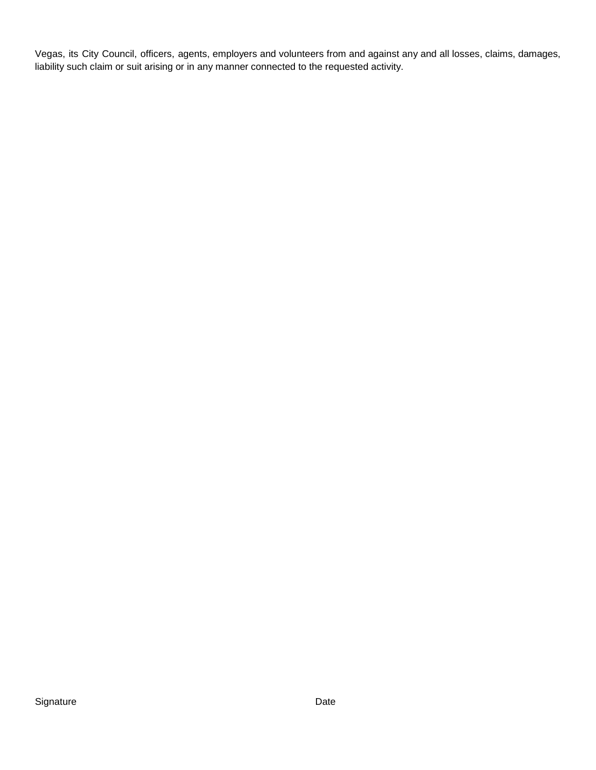Vegas, its City Council, officers, agents, employers and volunteers from and against any and all losses, claims, damages, liability such claim or suit arising or in any manner connected to the requested activity.

Signature                                                                                    Date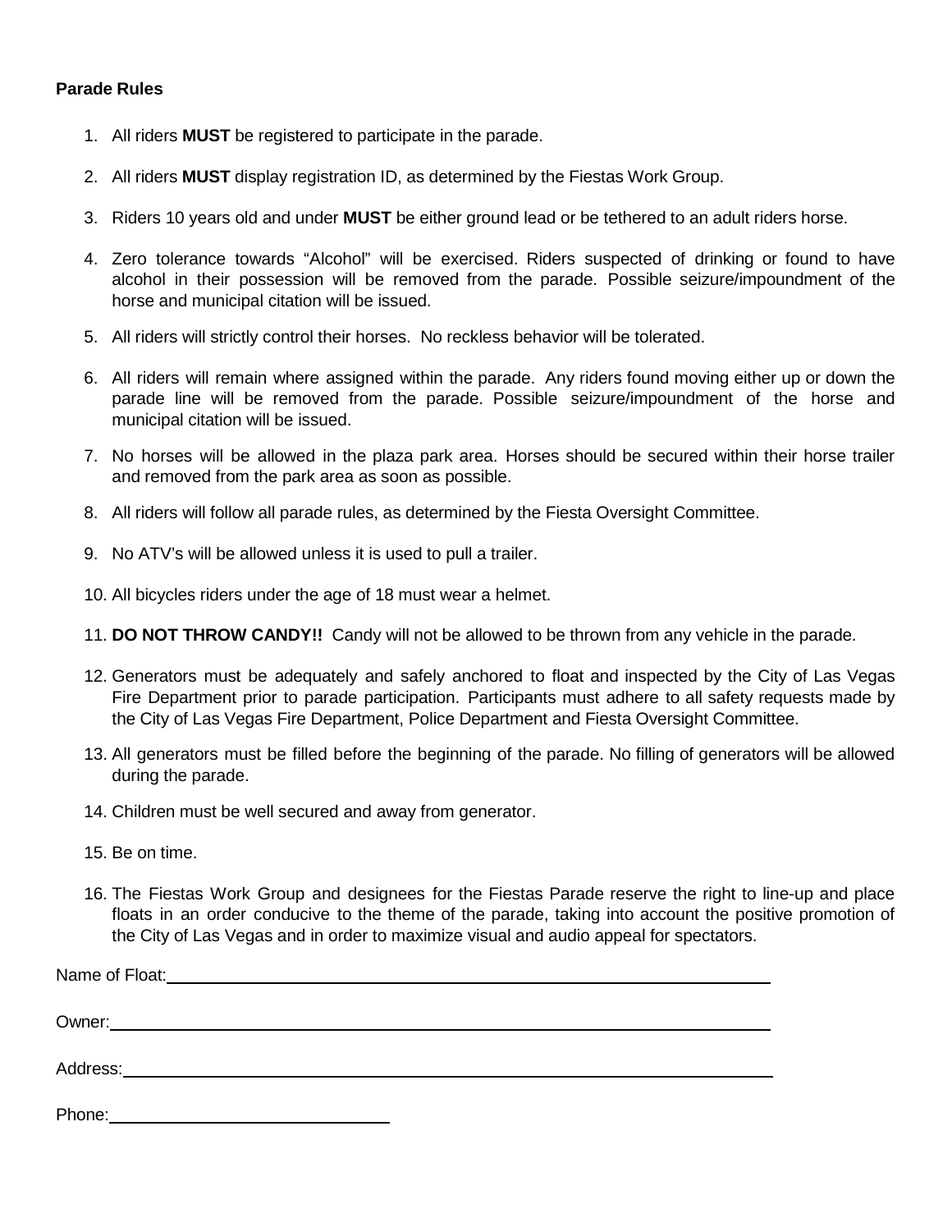**Parade Rules**

1. All riders **MUST** be registered to participate in the parade.
2. All riders **MUST** display registration ID, as determined by the Fiestas Work Group.
3. Riders 10 years old and under **MUST** be either ground lead or be tethered to an adult riders horse.
4. Zero tolerance towards “Alcohol” will be exercised. Riders suspected of drinking or found to have alcohol in their possession will be removed from the parade. Possible seizure/impoundment of the horse and municipal citation will be issued.
5. All riders will strictly control their horses. No reckless behavior will be tolerated.
6. All riders will remain where assigned within the parade. Any riders found moving either up or down the parade line will be removed from the parade. Possible seizure/impoundment of the horse and municipal citation will be issued.
7. No horses will be allowed in the plaza park area. Horses should be secured within their horse trailer and removed from the park area as soon as possible.
8. All riders will follow all parade rules, as determined by the Fiesta Oversight Committee.
9. No ATV’s will be allowed unless it is used to pull a trailer.
10. All bicycles riders under the age of 18 must wear a helmet.
11. **DO NOT THROW CANDY!!** Candy will not be allowed to be thrown from any vehicle in the parade.
12. Generators must be adequately and safely anchored to float and inspected by the City of Las Vegas Fire Department prior to parade participation. Participants must adhere to all safety requests made by the City of Las Vegas Fire Department, Police Department and Fiesta Oversight Committee.
13. All generators must be filled before the beginning of the parade. No filling of generators will be allowed during the parade.
14. Children must be well secured and away from generator.
15. Be on time.
16. The Fiestas Work Group and designees for the Fiestas Parade reserve the right to line-up and place floats in an order conducive to the theme of the parade, taking into account the positive promotion of the City of Las Vegas and in order to maximize visual and audio appeal for spectators.

Name of Float:\_\_\_\_\_\_\_\_\_\_\_\_\_\_\_\_\_\_\_\_\_\_\_\_\_\_\_\_\_\_\_\_\_\_\_\_\_\_\_\_\_\_\_\_

Owner:\_\_\_\_\_\_\_\_\_\_\_\_\_\_\_\_\_\_\_\_\_\_\_\_\_\_\_\_\_\_\_\_\_\_\_\_\_\_\_\_\_\_\_\_\_\_\_\_

Address:\_\_\_\_\_\_\_\_\_\_\_\_\_\_\_\_\_\_\_\_\_\_\_\_\_\_\_\_\_\_\_\_\_\_\_\_\_\_\_\_\_\_\_\_\_\_\_

Phone:\_\_\_\_\_\_\_\_\_\_\_\_\_\_\_\_\_\_\_\_\_\_\_\_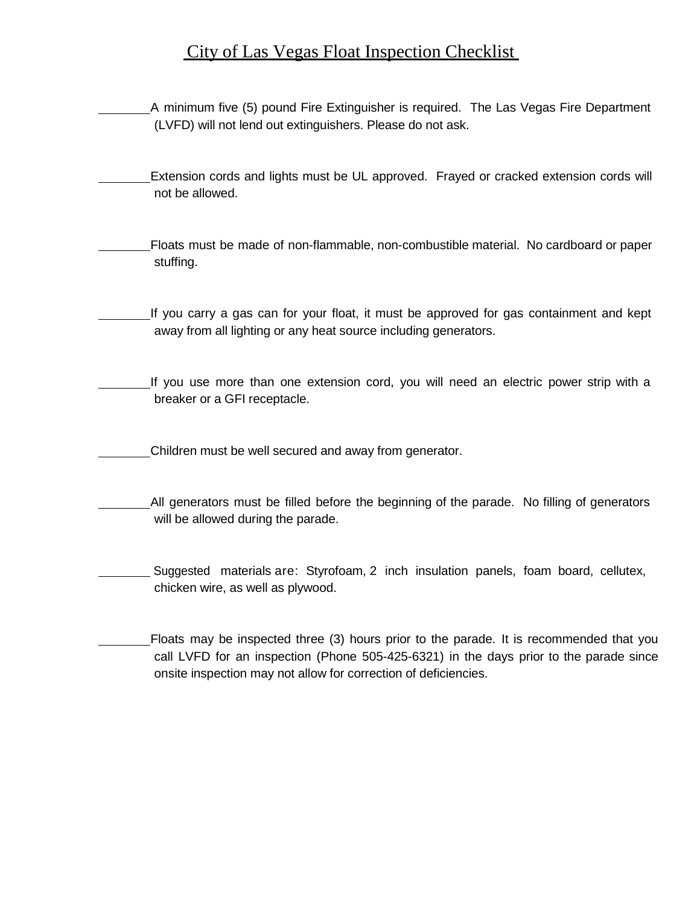# City of Las Vegas Float Inspection Checklist

________ A minimum five (5) pound Fire Extinguisher is required. The Las Vegas Fire Department (LVFD) will not lend out extinguishers. Please do not ask.

________ Extension cords and lights must be UL approved. Frayed or cracked extension cords will not be allowed.

________ Floats must be made of non-flammable, non-combustible material. No cardboard or paper stuffing.

________ If you carry a gas can for your float, it must be approved for gas containment and kept away from all lighting or any heat source including generators.

________ If you use more than one extension cord, you will need an electric power strip with a breaker or a GFI receptacle.

________ Children must be well secured and away from generator.

________ All generators must be filled before the beginning of the parade. No filling of generators will be allowed during the parade.

________ Suggested materials are: Styrofoam, 2 inch insulation panels, foam board, cellutex, chicken wire, as well as plywood.

________ Floats may be inspected three (3) hours prior to the parade. It is recommended that you call LVFD for an inspection (Phone 505-425-6321) in the days prior to the parade since onsite inspection may not allow for correction of deficiencies.